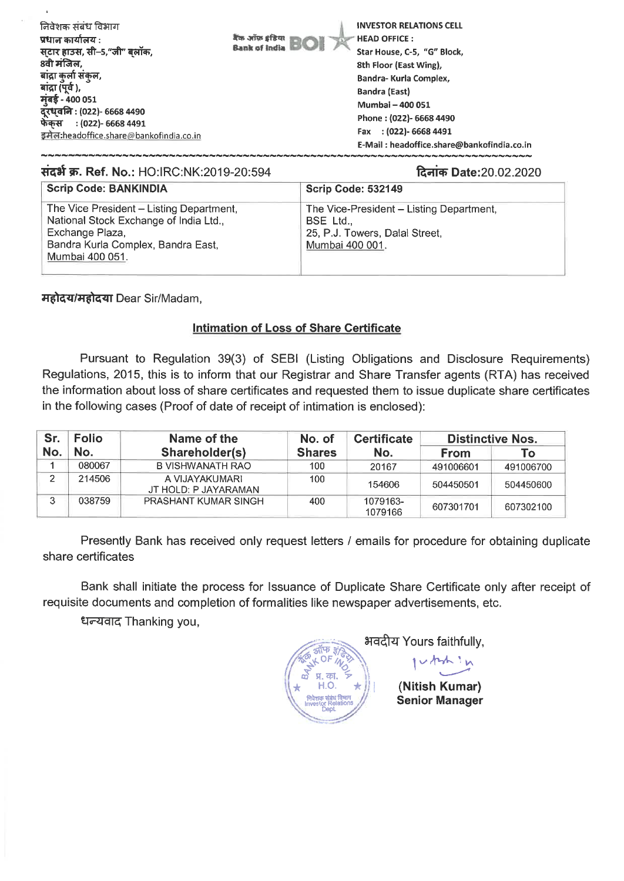निवेशक संबंध विभाग
प्रधान कार्यालय :
स्टार हाउस, सी–5,"जी" ब्लॉक,
8वी मंजिल,
बांद्रा कुर्ला संकुल,
बांद्रा (पूर्व ),
मुंबई - 400 051
दूरध्वनि : (022)- 6668 4490
फेक्स : (022)- 6668 4491
इमेल:headoffice.share@bankofindia.co.in

बैंक ऑफ इंडिया Bank of India BOI

INVESTOR RELATIONS CELL
HEAD OFFICE :
Star House, C-5, "G" Block,
8th Floor (East Wing),
Bandra- Kurla Complex,
Bandra (East)
Mumbai – 400 051
Phone : (022)- 6668 4490
Fax : (022)- 6668 4491
E-Mail : headoffice.share@bankofindia.co.in

संदर्भ क्र. Ref. No.: HO:IRC:NK:2019-20:594 — दिनांक Date:20.02.2020

| Scrip Code: BANKINDIA | Scrip Code: 532149 |
|---|---|
| The Vice President – Listing Department, National Stock Exchange of India Ltd., Exchange Plaza, Bandra Kurla Complex, Bandra East, Mumbai 400 051. | The Vice-President – Listing Department, BSE Ltd., 25, P.J. Towers, Dalal Street, Mumbai 400 001. |

महोदय/महोदया Dear Sir/Madam,

## Intimation of Loss of Share Certificate

Pursuant to Regulation 39(3) of SEBI (Listing Obligations and Disclosure Requirements) Regulations, 2015, this is to inform that our Registrar and Share Transfer agents (RTA) has received the information about loss of share certificates and requested them to issue duplicate share certificates in the following cases (Proof of date of receipt of intimation is enclosed):

| Sr. No. | Folio No. | Name of the Shareholder(s) | No. of Shares | Certificate No. | Distinctive Nos. | |
|---|---|---|---|---|---|---|
| | | | | | From | To |
| 1 | 080067 | B VISHWANATH RAO | 100 | 20167 | 491006601 | 491006700 |
| 2 | 214506 | A VIJAYAKUMARI JT HOLD: P JAYARAMAN | 100 | 154606 | 504450501 | 504450600 |
| 3 | 038759 | PRASHANT KUMAR SINGH | 400 | 1079163-1079166 | 607301701 | 607302100 |

Presently Bank has received only request letters / emails for procedure for obtaining duplicate share certificates

Bank shall initiate the process for Issuance of Duplicate Share Certificate only after receipt of requisite documents and completion of formalities like newspaper advertisements, etc.

धन्यवाद Thanking you,

भवदीय Yours faithfully,

**(Nitish Kumar)**
**Senior Manager**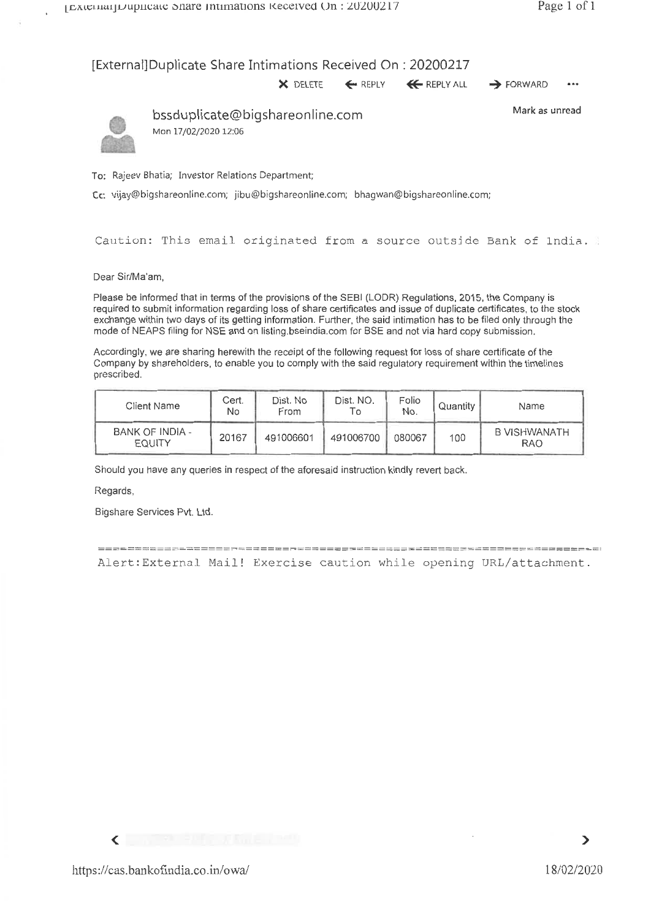# [External]Duplicate Share Intimations Received On : 20200217

bssduplicate@bigshareonline.com

Mon 17/02/2020 12:06

Mark as unread

To: Rajeev Bhatia; Investor Relations Department;

Cc: vijay@bigshareonline.com; jibu@bigshareonline.com; bhagwan@bigshareonline.com;

Caution: This email originated from a source outside Bank of India.

Dear Sir/Ma'am,

Please be informed that in terms of the provisions of the SEBI (LODR) Regulations, 2015, the Company is required to submit information regarding loss of share certificates and issue of duplicate certificates, to the stock exchange within two days of its getting information. Further, the said intimation has to be filed only through the mode of NEAPS filing for NSE and on listing.bseindia.com for BSE and not via hard copy submission.

Accordingly, we are sharing herewith the receipt of the following request for loss of share certificate of the Company by shareholders, to enable you to comply with the said regulatory requirement within the timelines prescribed.

| Client Name | Cert. No | Dist. No From | Dist. NO. To | Folio No. | Quantity | Name |
|---|---|---|---|---|---|---|
| BANK OF INDIA - EQUITY | 20167 | 491006601 | 491006700 | 080067 | 100 | B VISHWANATH RAO |

Should you have any queries in respect of the aforesaid instruction kindly revert back.

Regards,

Bigshare Services Pvt. Ltd.

Alert:External Mail! Exercise caution while opening URL/attachment.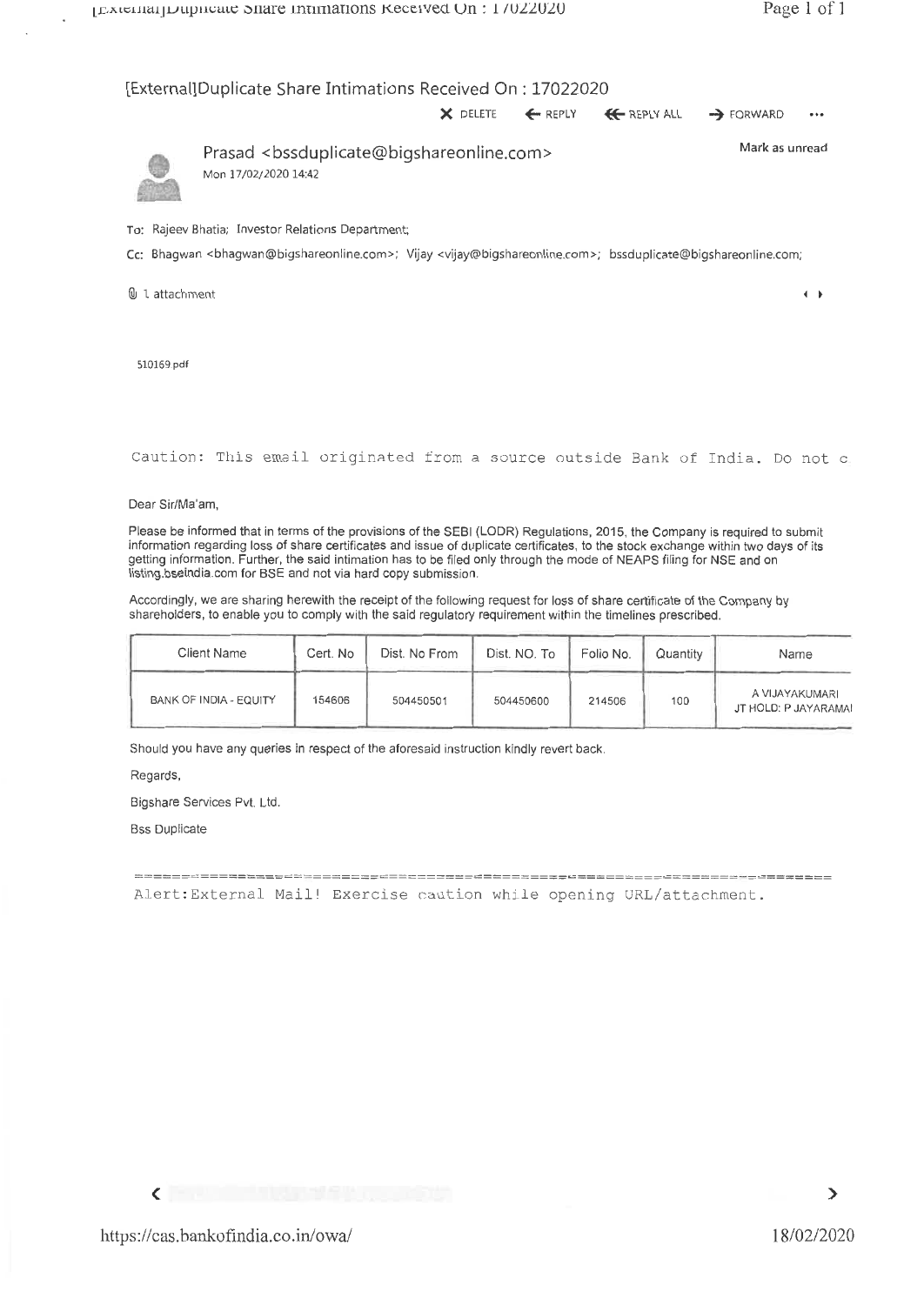# [External]Duplicate Share Intimations Received On : 17022020

X DELETE ← REPLY ⇐ REPLY ALL → FORWARD •••

**Prasad <bssduplicate@bigshareonline.com>**
Mon 17/02/2020 14:42

Mark as unread

To: Rajeev Bhatia; Investor Relations Department;

Cc: Bhagwan <bhagwan@bigshareonline.com>; Vijay <vijay@bigshareonline.com>; bssduplicate@bigshareonline.com;

1 attachment

510169.pdf

```
Caution: This email originated from a source outside Bank of India. Do not c
```

Dear Sir/Ma'am,

Please be informed that in terms of the provisions of the SEBI (LODR) Regulations, 2015, the Company is required to submit information regarding loss of share certificates and issue of duplicate certificates, to the stock exchange within two days of its getting information. Further, the said intimation has to be filed only through the mode of NEAPS filing for NSE and on listing.bseindia.com for BSE and not via hard copy submission.

Accordingly, we are sharing herewith the receipt of the following request for loss of share certificate of the Company by shareholders, to enable you to comply with the said regulatory requirement within the timelines prescribed.

| Client Name | Cert. No | Dist. No From | Dist. NO. To | Folio No. | Quantity | Name |
|---|---|---|---|---|---|---|
| BANK OF INDIA - EQUITY | 154606 | 504450501 | 504450600 | 214506 | 100 | A VIJAYAKUMARI JT HOLD: P JAYARAMAI |

Should you have any queries in respect of the aforesaid instruction kindly revert back.

Regards,

Bigshare Services Pvt. Ltd.

Bss Duplicate

```
========================================================================
Alert:External Mail! Exercise caution while opening URL/attachment.
```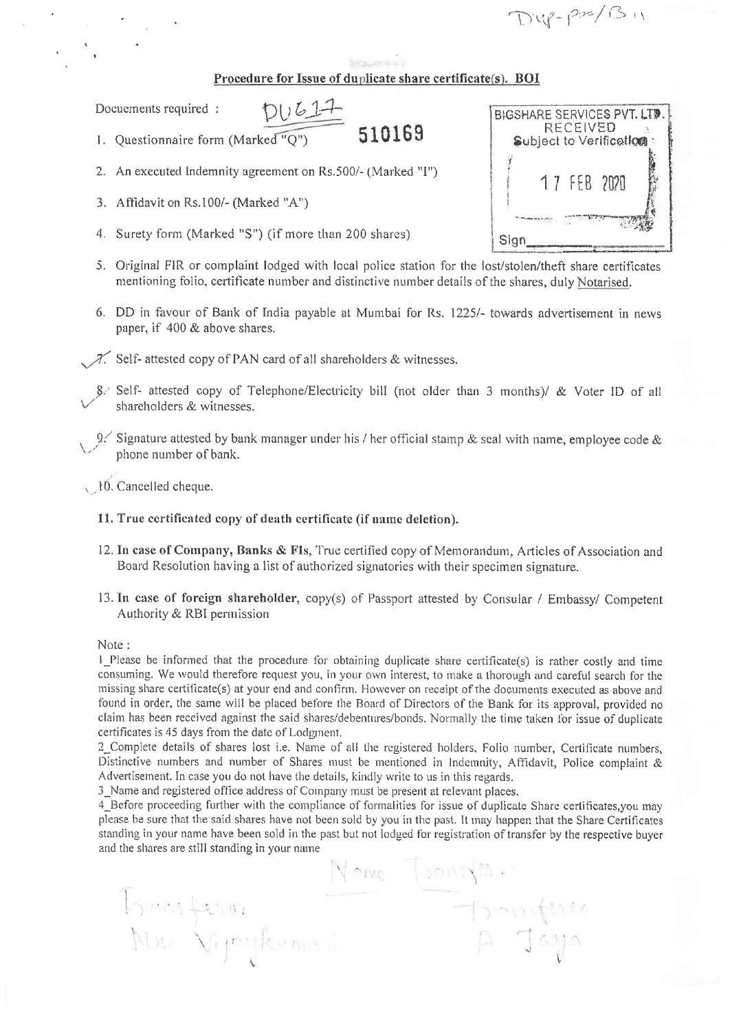Dup-Pro/B11

## Procedure for Issue of duplicate share certificate(s). BOI

Docuements required : DU617 **510169**

BIGSHARE SERVICES PVT. LTD.
RECEIVED
Subject to Verification
17 FEB 2020
Sign

1. Questionnaire form (Marked "Q")
2. An executed Indemnity agreement on Rs.500/- (Marked "I")
3. Affidavit on Rs.100/- (Marked "A")
4. Surety form (Marked "S") (if more than 200 shares)
5. Original FIR or complaint lodged with local police station for the lost/stolen/theft share certificates mentioning folio, certificate number and distinctive number details of the shares, duly Notarised.
6. DD in favour of Bank of India payable at Mumbai for Rs. 1225/- towards advertisement in news paper, if 400 & above shares.
7. Self- attested copy of PAN card of all shareholders & witnesses.
8. Self- attested copy of Telephone/Electricity bill (not older than 3 months)/ & Voter ID of all shareholders & witnesses.
9. Signature attested by bank manager under his / her official stamp & seal with name, employee code & phone number of bank.
10. Cancelled cheque.
11. **True certificated copy of death certificate (if name deletion).**
12. **In case of Company, Banks & FIs,** True certified copy of Memorandum, Articles of Association and Board Resolution having a list of authorized signatories with their specimen signature.
13. **In case of foreign shareholder,** copy(s) of Passport attested by Consular / Embassy/ Competent Authority & RBI permission

Note :

1_Please be informed that the procedure for obtaining duplicate share certificate(s) is rather costly and time consuming. We would therefore request you, in your own interest, to make a thorough and careful search for the missing share certificate(s) at your end and confirm. However on receipt of the documents executed as above and found in order, the same will be placed before the Board of Directors of the Bank for its approval, provided no claim has been received against the said shares/debentures/bonds. Normally the time taken for issue of duplicate certificates is 45 days from the date of Lodgment.

2_Complete details of shares lost i.e. Name of all the registered holders, Folio number, Certificate numbers, Distinctive numbers and number of Shares must be mentioned in Indemnity, Affidavit, Police complaint & Advertisement. In case you do not have the details, kindly write to us in this regards.

3_Name and registered office address of Company must be present at relevant places.

4_Before proceeding further with the compliance of formalities for issue of duplicate Share certificates,you may please be sure that the said shares have not been sold by you in the past. It may happen that the Share Certificates standing in your name have been sold in the past but not lodged for registration of transfer by the respective buyer and the shares are still standing in your name

Name Transferee
Transferor Mr. Vijaykumar — Transferee P. Jaya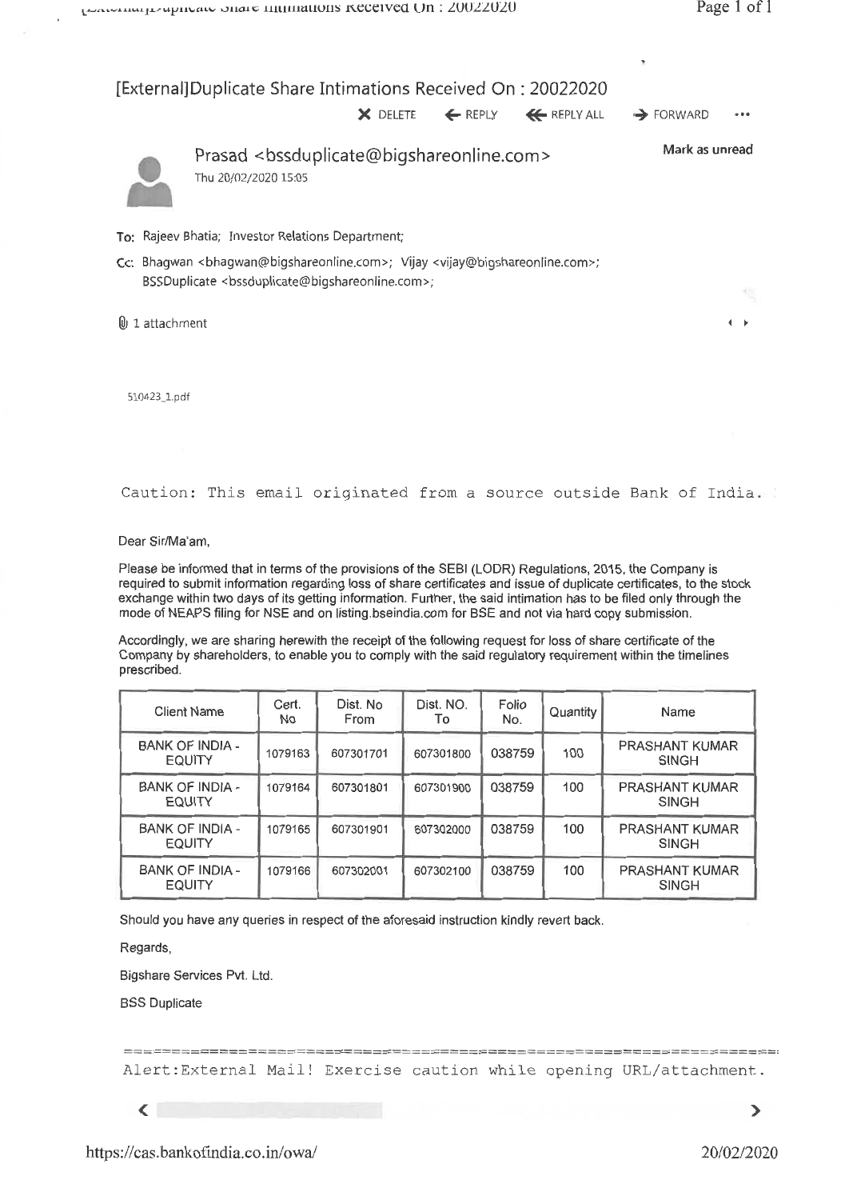# [External]Duplicate Share Intimations Received On : 20022020

✖ DELETE ← REPLY ⇐ REPLY ALL → FORWARD •••

Prasad <bssduplicate@bigshareonline.com>

Thu 20/02/2020 15:05

Mark as unread

**To:** Rajeev Bhatia; Investor Relations Department;

**Cc:** Bhagwan <bhagwan@bigshareonline.com>; Vijay <vijay@bigshareonline.com>; BSSDuplicate <bssduplicate@bigshareonline.com>;

1 attachment

510423_1.pdf

Caution: This email originated from a source outside Bank of India.

Dear Sir/Ma'am,

Please be informed that in terms of the provisions of the SEBI (LODR) Regulations, 2015, the Company is required to submit information regarding loss of share certificates and issue of duplicate certificates, to the stock exchange within two days of its getting information. Further, the said intimation has to be filed only through the mode of NEAPS filing for NSE and on listing.bseindia.com for BSE and not via hard copy submission.

Accordingly, we are sharing herewith the receipt of the following request for loss of share certificate of the Company by shareholders, to enable you to comply with the said regulatory requirement within the timelines prescribed.

| Client Name | Cert. No | Dist. No From | Dist. NO. To | Folio No. | Quantity | Name |
|---|---|---|---|---|---|---|
| BANK OF INDIA - EQUITY | 1079163 | 607301701 | 607301800 | 038759 | 100 | PRASHANT KUMAR SINGH |
| BANK OF INDIA - EQUITY | 1079164 | 607301801 | 607301900 | 038759 | 100 | PRASHANT KUMAR SINGH |
| BANK OF INDIA - EQUITY | 1079165 | 607301901 | 607302000 | 038759 | 100 | PRASHANT KUMAR SINGH |
| BANK OF INDIA - EQUITY | 1079166 | 607302001 | 607302100 | 038759 | 100 | PRASHANT KUMAR SINGH |

Should you have any queries in respect of the aforesaid instruction kindly revert back.

Regards,

Bigshare Services Pvt. Ltd.

BSS Duplicate

Alert:External Mail! Exercise caution while opening URL/attachment.

https://cas.bankofindia.co.in/owa/ 20/02/2020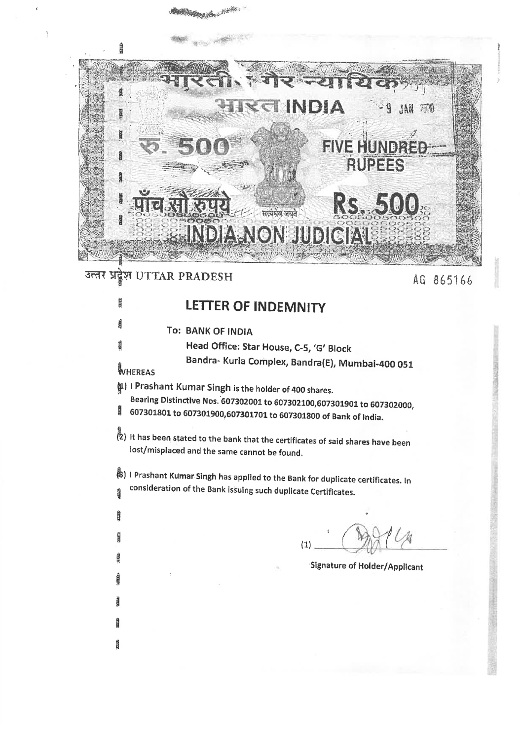भारतीय गैर न्यायिक

भारत INDIA

9 JAN 20

रु. 500

FIVE HUNDRED RUPEES

पाँच सौ रुपये

सत्यमेव जयते

Rs. 500

INDIA NON JUDICIAL

उत्तर प्रदेश UTTAR PRADESH

AG 865166

## LETTER OF INDEMNITY

To: BANK OF INDIA
Head Office: Star House, C-5, 'G' Block
Bandra- Kurla Complex, Bandra(E), Mumbai-400 051

WHEREAS

(1) I Prashant Kumar Singh is the holder of 400 shares.
Bearing Distinctive Nos. 607302001 to 607302100,607301901 to 607302000, 607301801 to 607301900,607301701 to 607301800 of Bank of India.

(2) It has been stated to the bank that the certificates of said shares have been lost/misplaced and the same cannot be found.

(3) I Prashant Kumar Singh has applied to the Bank for duplicate certificates. In consideration of the Bank issuing such duplicate Certificates.

(1) ____________________

Signature of Holder/Applicant